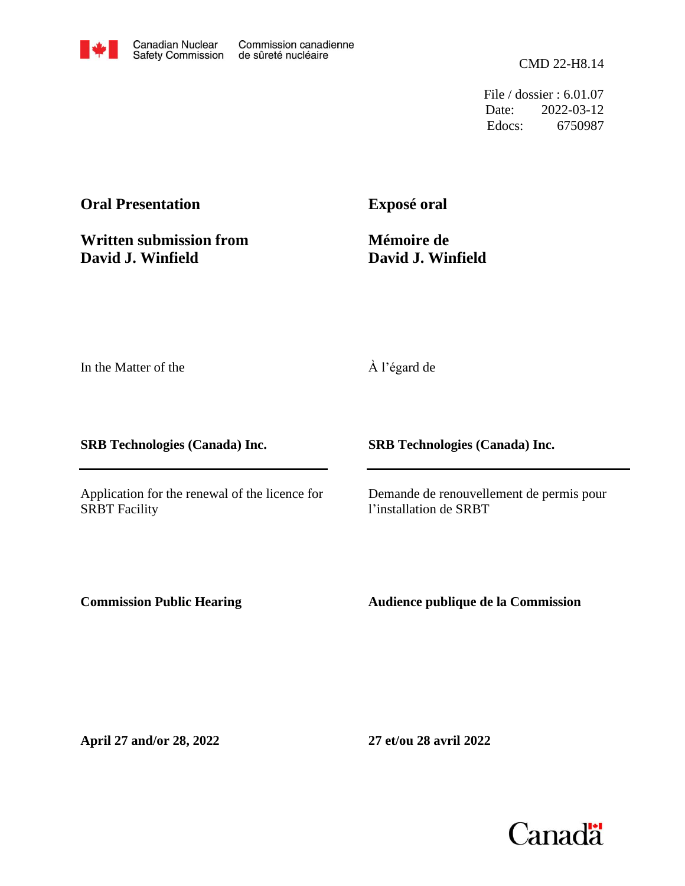Canadian Nuclear Safety Commission | Commission canadienne de sûreté nucléaire

CMD 22-H8.14

File / dossier : 6.01.07
Date: 2022-03-12
Edocs: 6750987

**Oral Presentation**

**Written submission from David J. Winfield**

**Exposé oral**

**Mémoire de David J. Winfield**

In the Matter of the

À l'égard de

**SRB Technologies (Canada) Inc.**

**SRB Technologies (Canada) Inc.**

Application for the renewal of the licence for SRBT Facility

Demande de renouvellement de permis pour l'installation de SRBT

**Commission Public Hearing**

**Audience publique de la Commission**

**April 27 and/or 28, 2022**

**27 et/ou 28 avril 2022**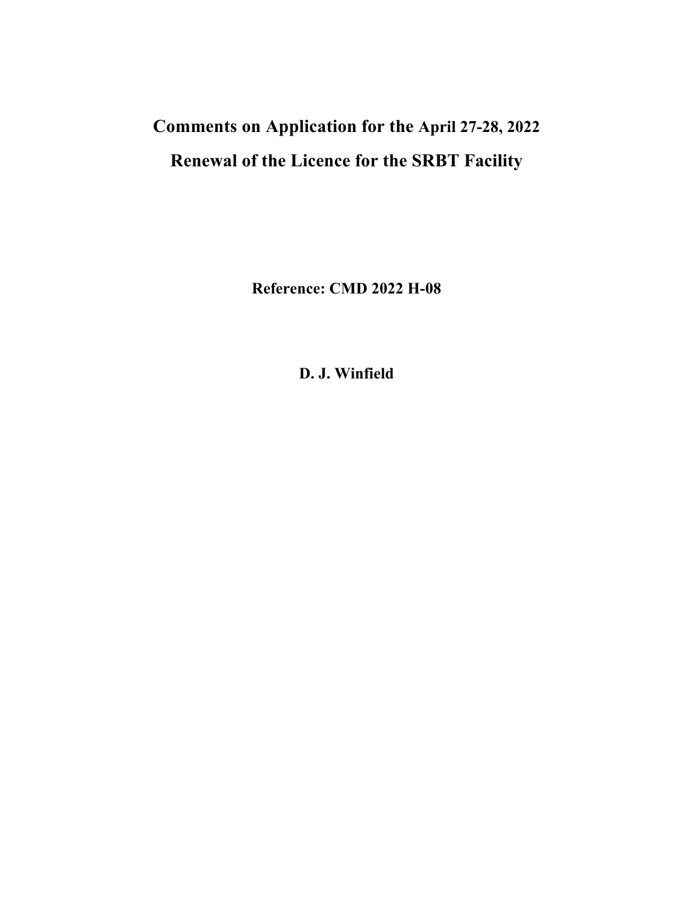# Comments on Application for the April 27-28, 2022 Renewal of the Licence for the SRBT Facility

**Reference: CMD 2022 H-08**

**D. J. Winfield**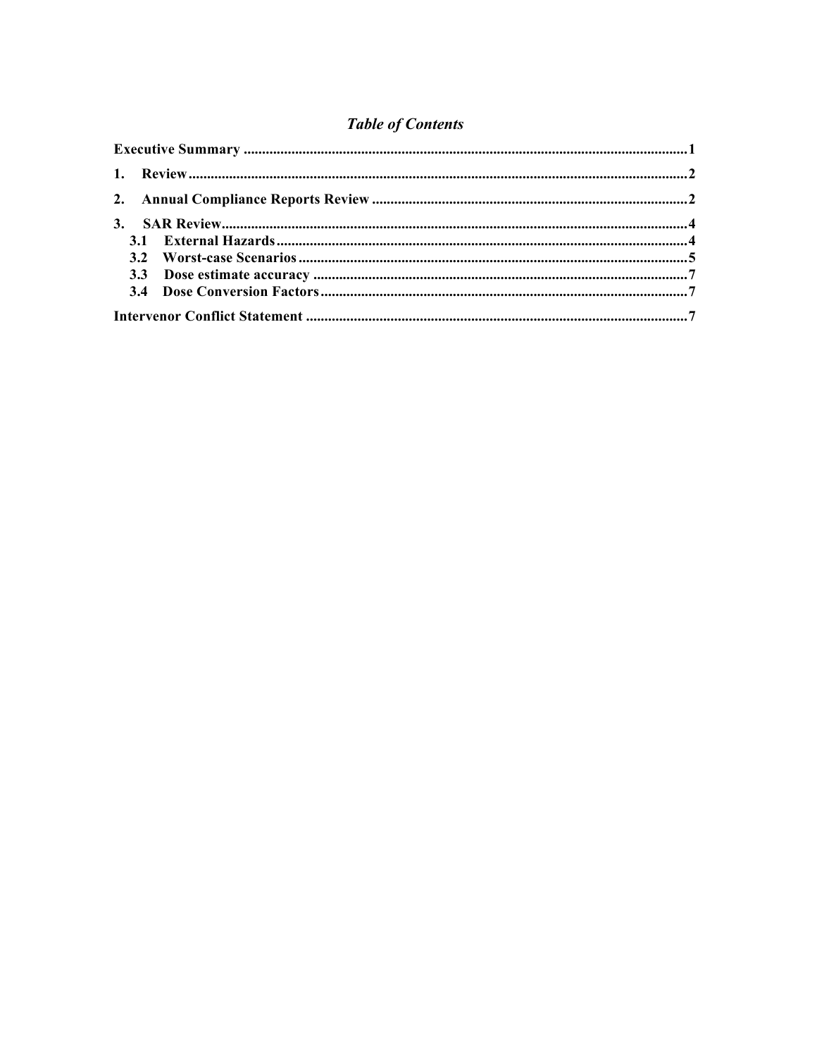***Table of Contents***

**Executive Summary** ........................................................................................................ **1**

**1. Review** ........................................................................................................................ **2**

**2. Annual Compliance Reports Review** ............................................................................ **2**

**3. SAR Review** ................................................................................................................. **4**

**3.1 External Hazards** ........................................................................................................ **4**

**3.2 Worst-case Scenarios** ................................................................................................. **5**

**3.3 Dose estimate accuracy** .............................................................................................. **7**

**3.4 Dose Conversion Factors** ............................................................................................ **7**

**Intervenor Conflict Statement** ........................................................................................ **7**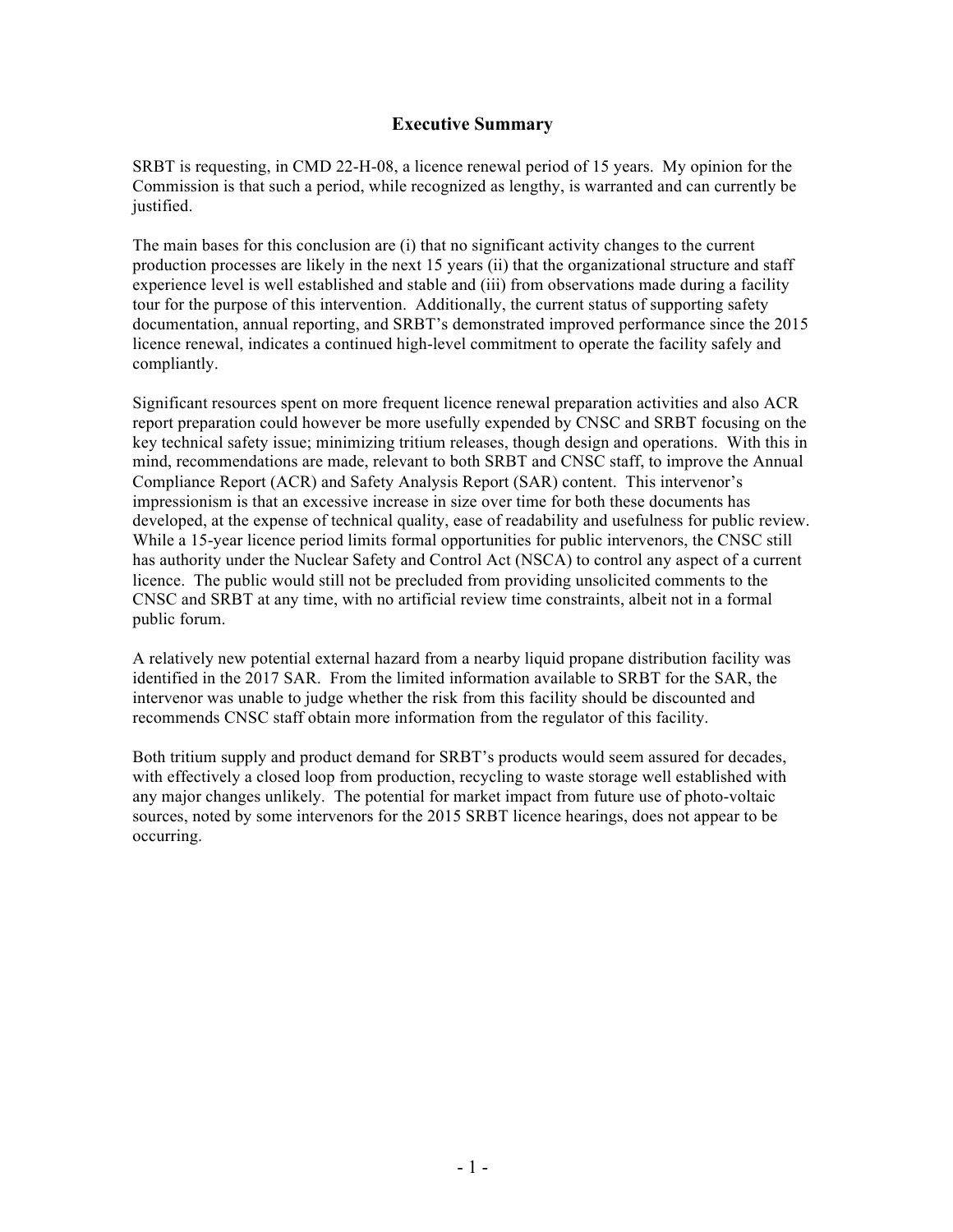## Executive Summary

SRBT is requesting, in CMD 22-H-08, a licence renewal period of 15 years. My opinion for the Commission is that such a period, while recognized as lengthy, is warranted and can currently be justified.

The main bases for this conclusion are (i) that no significant activity changes to the current production processes are likely in the next 15 years (ii) that the organizational structure and staff experience level is well established and stable and (iii) from observations made during a facility tour for the purpose of this intervention. Additionally, the current status of supporting safety documentation, annual reporting, and SRBT's demonstrated improved performance since the 2015 licence renewal, indicates a continued high-level commitment to operate the facility safely and compliantly.

Significant resources spent on more frequent licence renewal preparation activities and also ACR report preparation could however be more usefully expended by CNSC and SRBT focusing on the key technical safety issue; minimizing tritium releases, though design and operations. With this in mind, recommendations are made, relevant to both SRBT and CNSC staff, to improve the Annual Compliance Report (ACR) and Safety Analysis Report (SAR) content. This intervenor's impressionism is that an excessive increase in size over time for both these documents has developed, at the expense of technical quality, ease of readability and usefulness for public review. While a 15-year licence period limits formal opportunities for public intervenors, the CNSC still has authority under the Nuclear Safety and Control Act (NSCA) to control any aspect of a current licence. The public would still not be precluded from providing unsolicited comments to the CNSC and SRBT at any time, with no artificial review time constraints, albeit not in a formal public forum.

A relatively new potential external hazard from a nearby liquid propane distribution facility was identified in the 2017 SAR. From the limited information available to SRBT for the SAR, the intervenor was unable to judge whether the risk from this facility should be discounted and recommends CNSC staff obtain more information from the regulator of this facility.

Both tritium supply and product demand for SRBT's products would seem assured for decades, with effectively a closed loop from production, recycling to waste storage well established with any major changes unlikely. The potential for market impact from future use of photo-voltaic sources, noted by some intervenors for the 2015 SRBT licence hearings, does not appear to be occurring.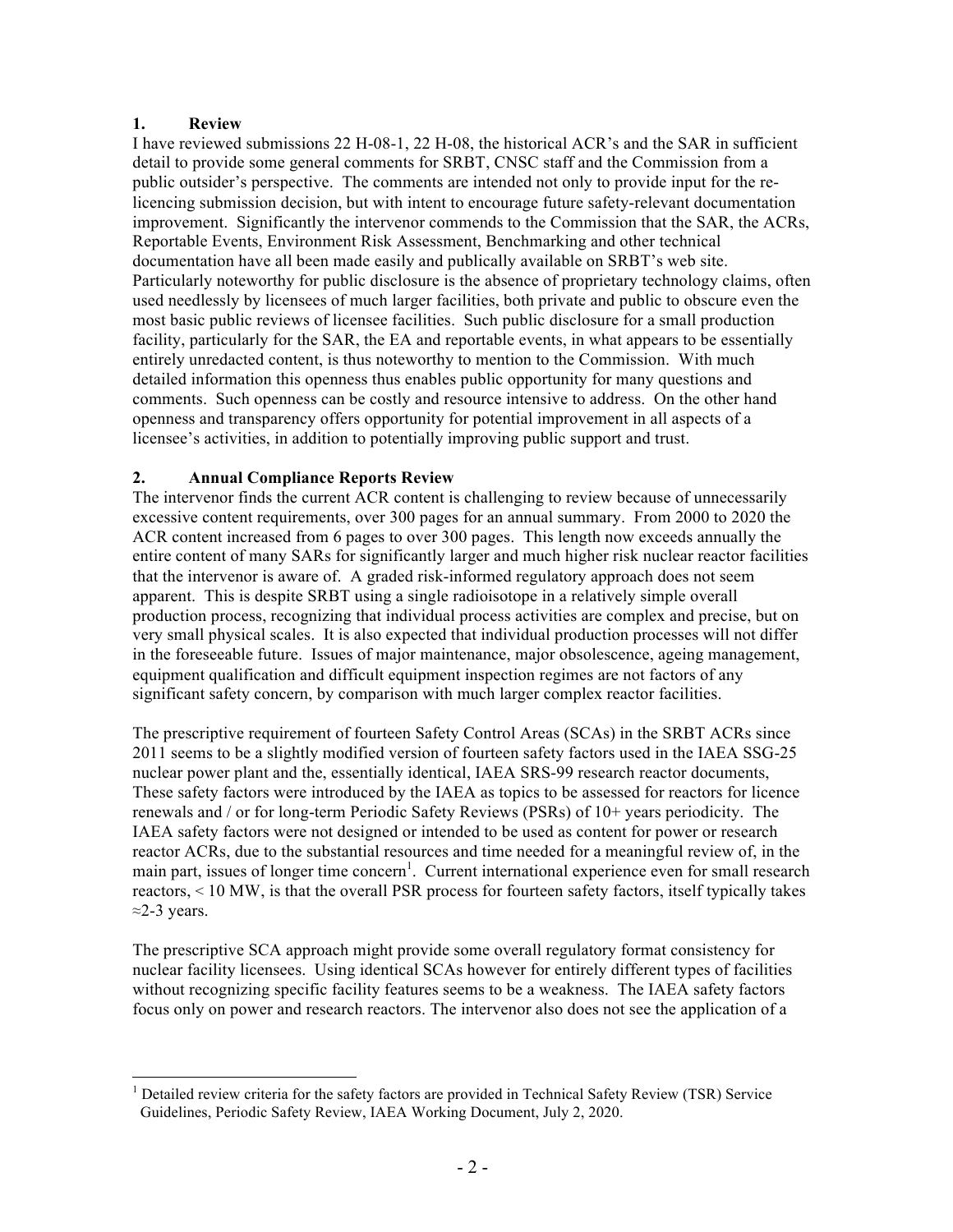## 1. Review

I have reviewed submissions 22 H-08-1, 22 H-08, the historical ACR's and the SAR in sufficient detail to provide some general comments for SRBT, CNSC staff and the Commission from a public outsider's perspective. The comments are intended not only to provide input for the re-licencing submission decision, but with intent to encourage future safety-relevant documentation improvement. Significantly the intervenor commends to the Commission that the SAR, the ACRs, Reportable Events, Environment Risk Assessment, Benchmarking and other technical documentation have all been made easily and publically available on SRBT's web site. Particularly noteworthy for public disclosure is the absence of proprietary technology claims, often used needlessly by licensees of much larger facilities, both private and public to obscure even the most basic public reviews of licensee facilities. Such public disclosure for a small production facility, particularly for the SAR, the EA and reportable events, in what appears to be essentially entirely unredacted content, is thus noteworthy to mention to the Commission. With much detailed information this openness thus enables public opportunity for many questions and comments. Such openness can be costly and resource intensive to address. On the other hand openness and transparency offers opportunity for potential improvement in all aspects of a licensee's activities, in addition to potentially improving public support and trust.

## 2. Annual Compliance Reports Review

The intervenor finds the current ACR content is challenging to review because of unnecessarily excessive content requirements, over 300 pages for an annual summary. From 2000 to 2020 the ACR content increased from 6 pages to over 300 pages. This length now exceeds annually the entire content of many SARs for significantly larger and much higher risk nuclear reactor facilities that the intervenor is aware of. A graded risk-informed regulatory approach does not seem apparent. This is despite SRBT using a single radioisotope in a relatively simple overall production process, recognizing that individual process activities are complex and precise, but on very small physical scales. It is also expected that individual production processes will not differ in the foreseeable future. Issues of major maintenance, major obsolescence, ageing management, equipment qualification and difficult equipment inspection regimes are not factors of any significant safety concern, by comparison with much larger complex reactor facilities.

The prescriptive requirement of fourteen Safety Control Areas (SCAs) in the SRBT ACRs since 2011 seems to be a slightly modified version of fourteen safety factors used in the IAEA SSG-25 nuclear power plant and the, essentially identical, IAEA SRS-99 research reactor documents, These safety factors were introduced by the IAEA as topics to be assessed for reactors for licence renewals and / or for long-term Periodic Safety Reviews (PSRs) of 10+ years periodicity. The IAEA safety factors were not designed or intended to be used as content for power or research reactor ACRs, due to the substantial resources and time needed for a meaningful review of, in the main part, issues of longer time concern[1]. Current international experience even for small research reactors, < 10 MW, is that the overall PSR process for fourteen safety factors, itself typically takes ≈2-3 years.

The prescriptive SCA approach might provide some overall regulatory format consistency for nuclear facility licensees. Using identical SCAs however for entirely different types of facilities without recognizing specific facility features seems to be a weakness. The IAEA safety factors focus only on power and research reactors. The intervenor also does not see the application of a

[1] Detailed review criteria for the safety factors are provided in Technical Safety Review (TSR) Service Guidelines, Periodic Safety Review, IAEA Working Document, July 2, 2020.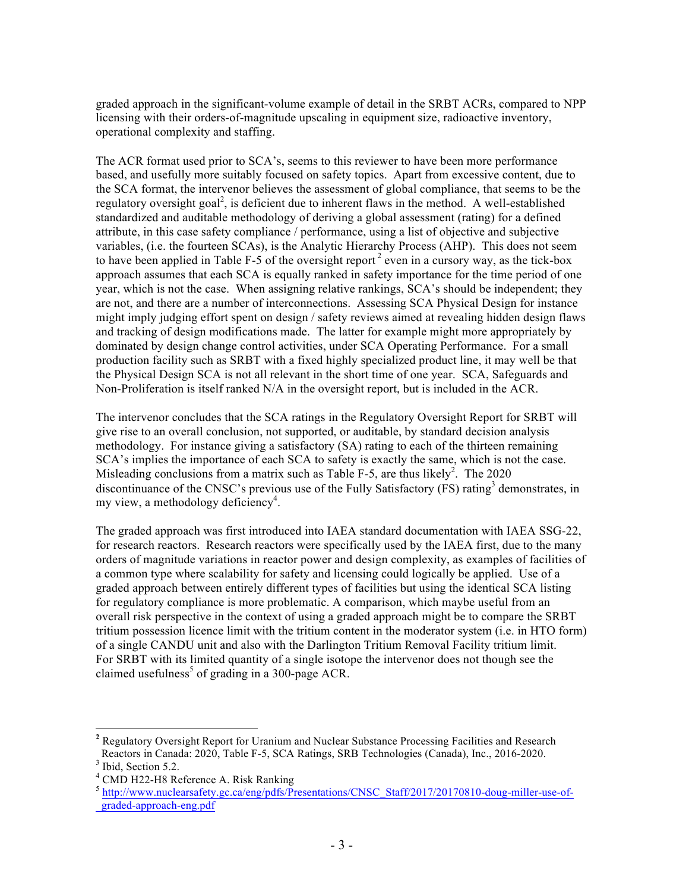graded approach in the significant-volume example of detail in the SRBT ACRs, compared to NPP licensing with their orders-of-magnitude upscaling in equipment size, radioactive inventory, operational complexity and staffing.

The ACR format used prior to SCA's, seems to this reviewer to have been more performance based, and usefully more suitably focused on safety topics. Apart from excessive content, due to the SCA format, the intervenor believes the assessment of global compliance, that seems to be the regulatory oversight goal[2], is deficient due to inherent flaws in the method. A well-established standardized and auditable methodology of deriving a global assessment (rating) for a defined attribute, in this case safety compliance / performance, using a list of objective and subjective variables, (i.e. the fourteen SCAs), is the Analytic Hierarchy Process (AHP). This does not seem to have been applied in Table F-5 of the oversight report[2] even in a cursory way, as the tick-box approach assumes that each SCA is equally ranked in safety importance for the time period of one year, which is not the case. When assigning relative rankings, SCA's should be independent; they are not, and there are a number of interconnections. Assessing SCA Physical Design for instance might imply judging effort spent on design / safety reviews aimed at revealing hidden design flaws and tracking of design modifications made. The latter for example might more appropriately by dominated by design change control activities, under SCA Operating Performance. For a small production facility such as SRBT with a fixed highly specialized product line, it may well be that the Physical Design SCA is not all relevant in the short time of one year. SCA, Safeguards and Non-Proliferation is itself ranked N/A in the oversight report, but is included in the ACR.

The intervenor concludes that the SCA ratings in the Regulatory Oversight Report for SRBT will give rise to an overall conclusion, not supported, or auditable, by standard decision analysis methodology. For instance giving a satisfactory (SA) rating to each of the thirteen remaining SCA's implies the importance of each SCA to safety is exactly the same, which is not the case. Misleading conclusions from a matrix such as Table F-5, are thus likely[2]. The 2020 discontinuance of the CNSC's previous use of the Fully Satisfactory (FS) rating[3] demonstrates, in my view, a methodology deficiency[4].

The graded approach was first introduced into IAEA standard documentation with IAEA SSG-22, for research reactors. Research reactors were specifically used by the IAEA first, due to the many orders of magnitude variations in reactor power and design complexity, as examples of facilities of a common type where scalability for safety and licensing could logically be applied. Use of a graded approach between entirely different types of facilities but using the identical SCA listing for regulatory compliance is more problematic. A comparison, which maybe useful from an overall risk perspective in the context of using a graded approach might be to compare the SRBT tritium possession licence limit with the tritium content in the moderator system (i.e. in HTO form) of a single CANDU unit and also with the Darlington Tritium Removal Facility tritium limit. For SRBT with its limited quantity of a single isotope the intervenor does not though see the claimed usefulness[5] of grading in a 300-page ACR.

---

[2] Regulatory Oversight Report for Uranium and Nuclear Substance Processing Facilities and Research Reactors in Canada: 2020, Table F-5, SCA Ratings, SRB Technologies (Canada), Inc., 2016-2020.

[3] Ibid, Section 5.2.

[4] CMD H22-H8 Reference A. Risk Ranking

[5] http://www.nuclearsafety.gc.ca/eng/pdfs/Presentations/CNSC_Staff/2017/20170810-doug-miller-use-of-graded-approach-eng.pdf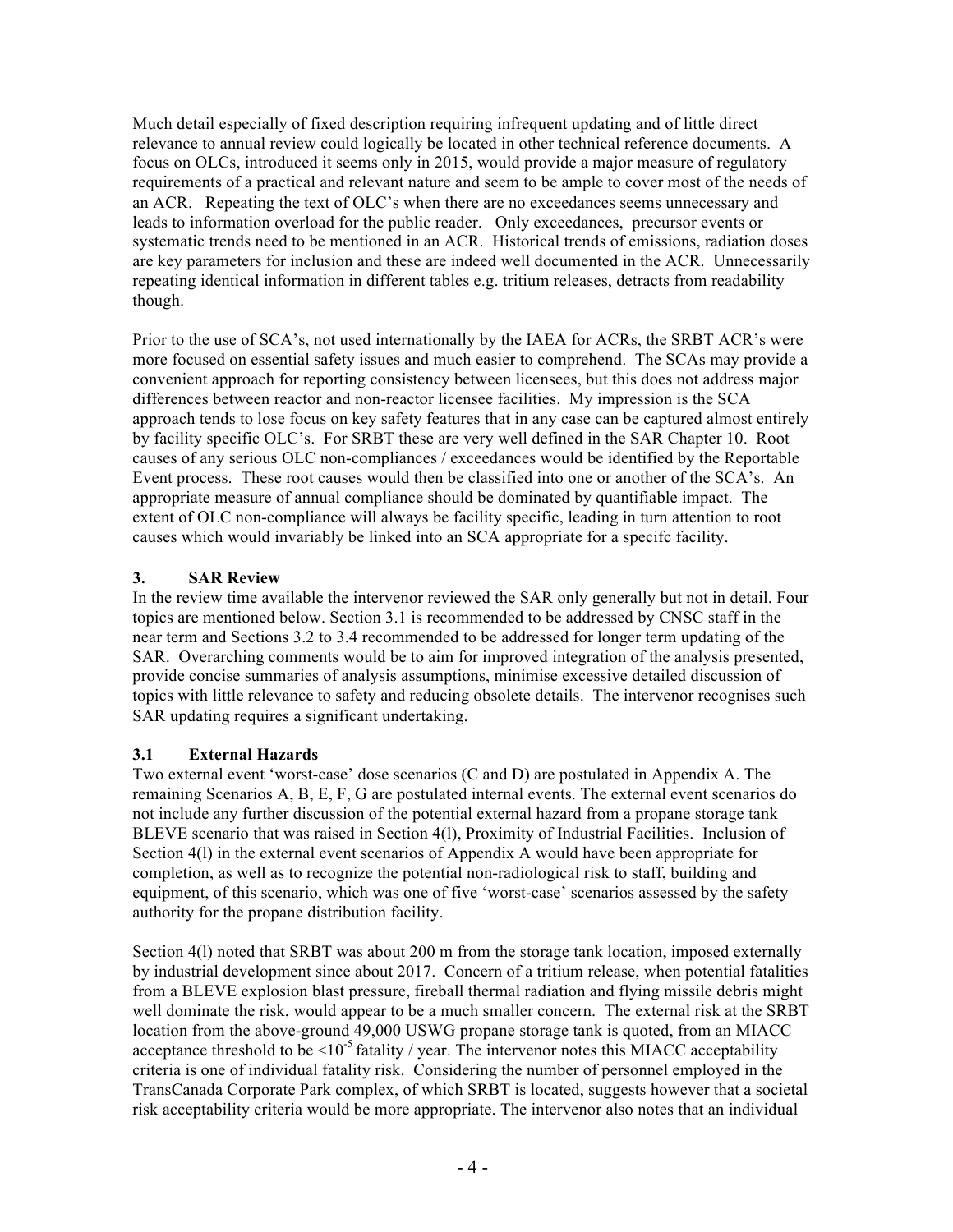Much detail especially of fixed description requiring infrequent updating and of little direct relevance to annual review could logically be located in other technical reference documents. A focus on OLCs, introduced it seems only in 2015, would provide a major measure of regulatory requirements of a practical and relevant nature and seem to be ample to cover most of the needs of an ACR. Repeating the text of OLC's when there are no exceedances seems unnecessary and leads to information overload for the public reader. Only exceedances, precursor events or systematic trends need to be mentioned in an ACR. Historical trends of emissions, radiation doses are key parameters for inclusion and these are indeed well documented in the ACR. Unnecessarily repeating identical information in different tables e.g. tritium releases, detracts from readability though.

Prior to the use of SCA's, not used internationally by the IAEA for ACRs, the SRBT ACR's were more focused on essential safety issues and much easier to comprehend. The SCAs may provide a convenient approach for reporting consistency between licensees, but this does not address major differences between reactor and non-reactor licensee facilities. My impression is the SCA approach tends to lose focus on key safety features that in any case can be captured almost entirely by facility specific OLC's. For SRBT these are very well defined in the SAR Chapter 10. Root causes of any serious OLC non-compliances / exceedances would be identified by the Reportable Event process. These root causes would then be classified into one or another of the SCA's. An appropriate measure of annual compliance should be dominated by quantifiable impact. The extent of OLC non-compliance will always be facility specific, leading in turn attention to root causes which would invariably be linked into an SCA appropriate for a specifc facility.

## 3. SAR Review

In the review time available the intervenor reviewed the SAR only generally but not in detail. Four topics are mentioned below. Section 3.1 is recommended to be addressed by CNSC staff in the near term and Sections 3.2 to 3.4 recommended to be addressed for longer term updating of the SAR. Overarching comments would be to aim for improved integration of the analysis presented, provide concise summaries of analysis assumptions, minimise excessive detailed discussion of topics with little relevance to safety and reducing obsolete details. The intervenor recognises such SAR updating requires a significant undertaking.

### 3.1 External Hazards

Two external event 'worst-case' dose scenarios (C and D) are postulated in Appendix A. The remaining Scenarios A, B, E, F, G are postulated internal events. The external event scenarios do not include any further discussion of the potential external hazard from a propane storage tank BLEVE scenario that was raised in Section 4(l), Proximity of Industrial Facilities. Inclusion of Section 4(l) in the external event scenarios of Appendix A would have been appropriate for completion, as well as to recognize the potential non-radiological risk to staff, building and equipment, of this scenario, which was one of five 'worst-case' scenarios assessed by the safety authority for the propane distribution facility.

Section 4(l) noted that SRBT was about 200 m from the storage tank location, imposed externally by industrial development since about 2017. Concern of a tritium release, when potential fatalities from a BLEVE explosion blast pressure, fireball thermal radiation and flying missile debris might well dominate the risk, would appear to be a much smaller concern. The external risk at the SRBT location from the above-ground 49,000 USWG propane storage tank is quoted, from an MIACC acceptance threshold to be $<10^{-5}$ fatality / year. The intervenor notes this MIACC acceptability criteria is one of individual fatality risk. Considering the number of personnel employed in the TransCanada Corporate Park complex, of which SRBT is located, suggests however that a societal risk acceptability criteria would be more appropriate. The intervenor also notes that an individual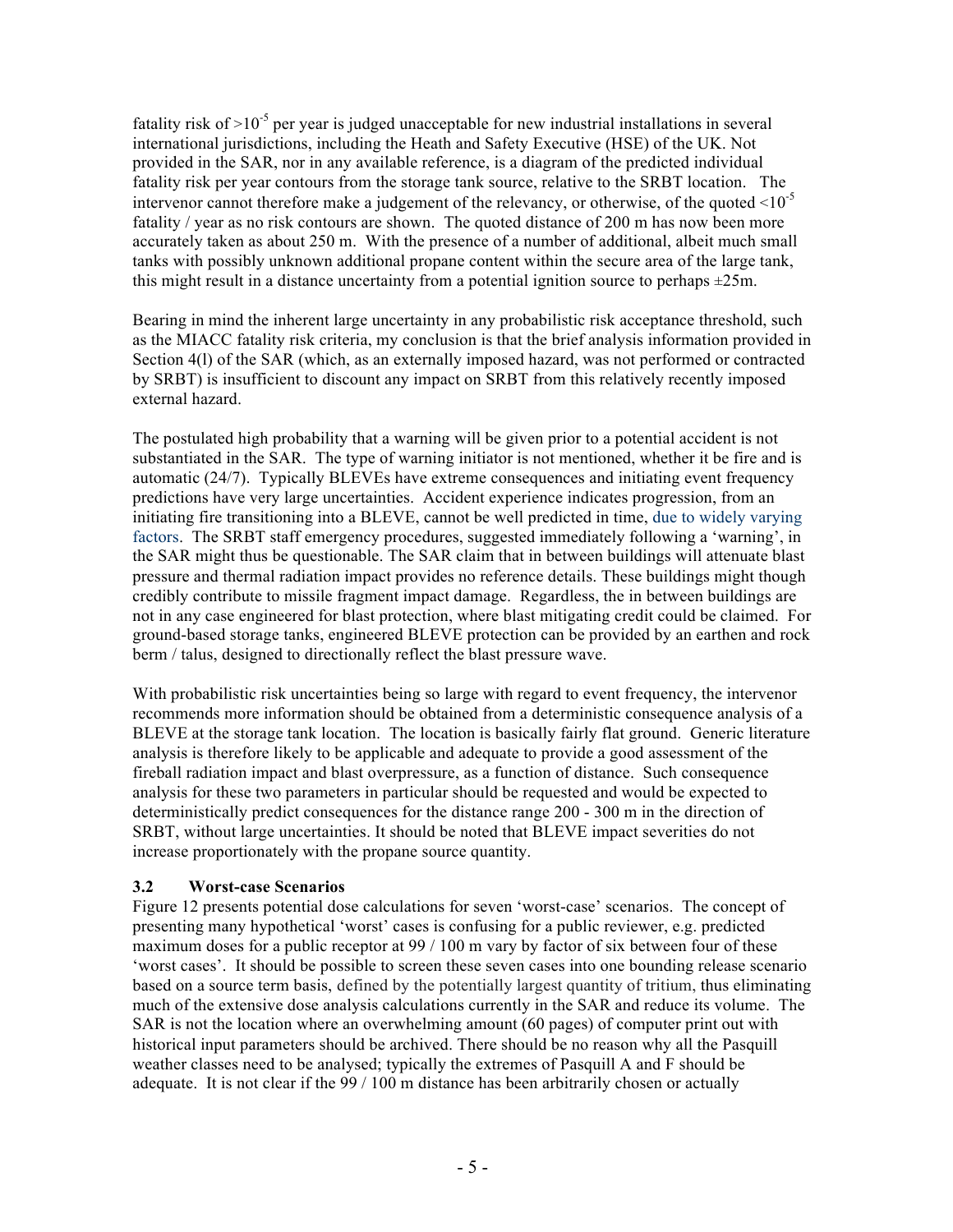fatality risk of $>10^{-5}$ per year is judged unacceptable for new industrial installations in several international jurisdictions, including the Heath and Safety Executive (HSE) of the UK. Not provided in the SAR, nor in any available reference, is a diagram of the predicted individual fatality risk per year contours from the storage tank source, relative to the SRBT location. The intervenor cannot therefore make a judgement of the relevancy, or otherwise, of the quoted $<10^{-5}$ fatality / year as no risk contours are shown. The quoted distance of 200 m has now been more accurately taken as about 250 m. With the presence of a number of additional, albeit much small tanks with possibly unknown additional propane content within the secure area of the large tank, this might result in a distance uncertainty from a potential ignition source to perhaps ±25m.

Bearing in mind the inherent large uncertainty in any probabilistic risk acceptance threshold, such as the MIACC fatality risk criteria, my conclusion is that the brief analysis information provided in Section 4(l) of the SAR (which, as an externally imposed hazard, was not performed or contracted by SRBT) is insufficient to discount any impact on SRBT from this relatively recently imposed external hazard.

The postulated high probability that a warning will be given prior to a potential accident is not substantiated in the SAR. The type of warning initiator is not mentioned, whether it be fire and is automatic (24/7). Typically BLEVEs have extreme consequences and initiating event frequency predictions have very large uncertainties. Accident experience indicates progression, from an initiating fire transitioning into a BLEVE, cannot be well predicted in time, due to widely varying factors. The SRBT staff emergency procedures, suggested immediately following a 'warning', in the SAR might thus be questionable. The SAR claim that in between buildings will attenuate blast pressure and thermal radiation impact provides no reference details. These buildings might though credibly contribute to missile fragment impact damage. Regardless, the in between buildings are not in any case engineered for blast protection, where blast mitigating credit could be claimed. For ground-based storage tanks, engineered BLEVE protection can be provided by an earthen and rock berm / talus, designed to directionally reflect the blast pressure wave.

With probabilistic risk uncertainties being so large with regard to event frequency, the intervenor recommends more information should be obtained from a deterministic consequence analysis of a BLEVE at the storage tank location. The location is basically fairly flat ground. Generic literature analysis is therefore likely to be applicable and adequate to provide a good assessment of the fireball radiation impact and blast overpressure, as a function of distance. Such consequence analysis for these two parameters in particular should be requested and would be expected to deterministically predict consequences for the distance range 200 - 300 m in the direction of SRBT, without large uncertainties. It should be noted that BLEVE impact severities do not increase proportionately with the propane source quantity.

### 3.2 Worst-case Scenarios

Figure 12 presents potential dose calculations for seven 'worst-case' scenarios. The concept of presenting many hypothetical 'worst' cases is confusing for a public reviewer, e.g. predicted maximum doses for a public receptor at 99 / 100 m vary by factor of six between four of these 'worst cases'. It should be possible to screen these seven cases into one bounding release scenario based on a source term basis, defined by the potentially largest quantity of tritium, thus eliminating much of the extensive dose analysis calculations currently in the SAR and reduce its volume. The SAR is not the location where an overwhelming amount (60 pages) of computer print out with historical input parameters should be archived. There should be no reason why all the Pasquill weather classes need to be analysed; typically the extremes of Pasquill A and F should be adequate. It is not clear if the 99 / 100 m distance has been arbitrarily chosen or actually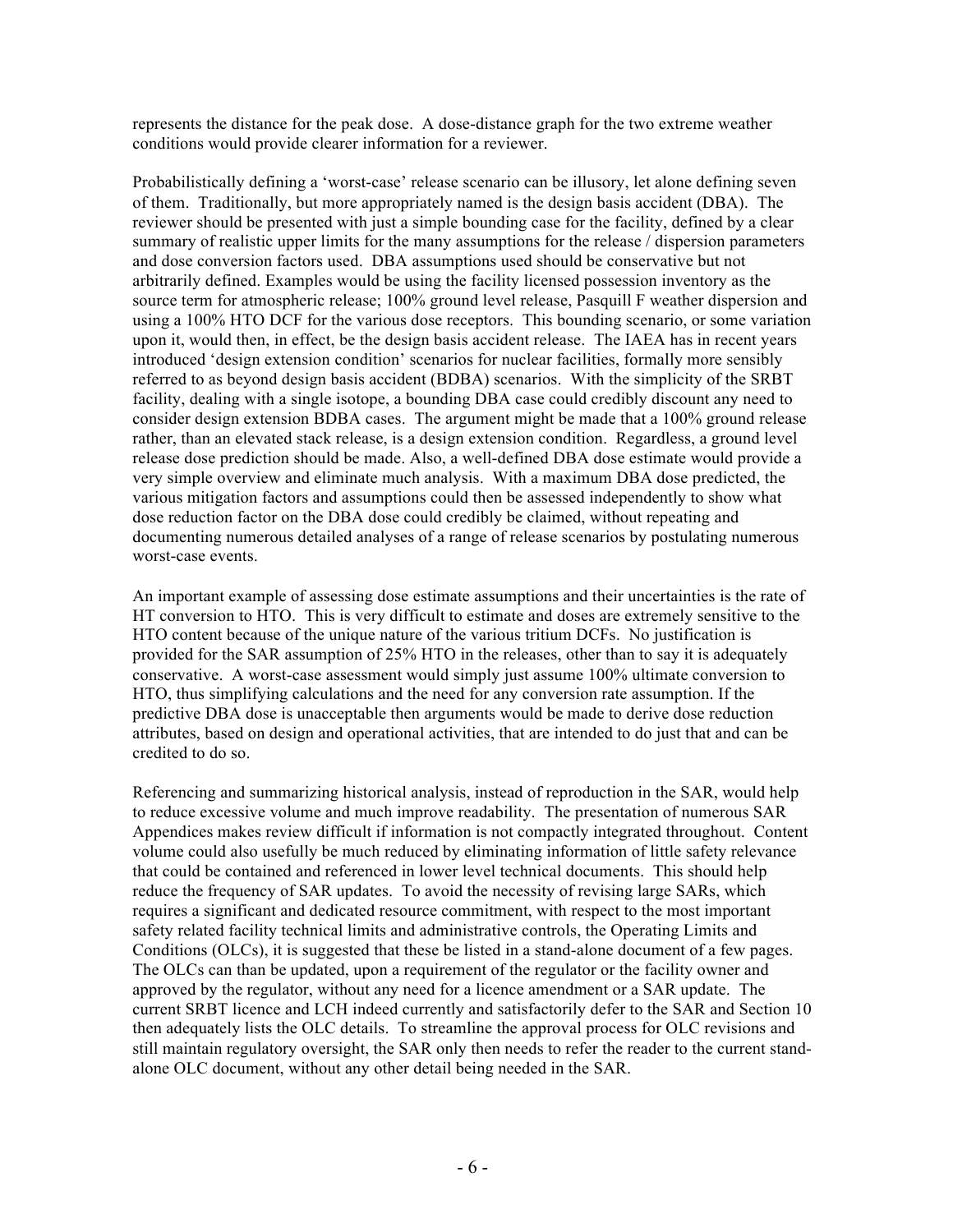represents the distance for the peak dose. A dose-distance graph for the two extreme weather conditions would provide clearer information for a reviewer.

Probabilistically defining a 'worst-case' release scenario can be illusory, let alone defining seven of them. Traditionally, but more appropriately named is the design basis accident (DBA). The reviewer should be presented with just a simple bounding case for the facility, defined by a clear summary of realistic upper limits for the many assumptions for the release / dispersion parameters and dose conversion factors used. DBA assumptions used should be conservative but not arbitrarily defined. Examples would be using the facility licensed possession inventory as the source term for atmospheric release; 100% ground level release, Pasquill F weather dispersion and using a 100% HTO DCF for the various dose receptors. This bounding scenario, or some variation upon it, would then, in effect, be the design basis accident release. The IAEA has in recent years introduced 'design extension condition' scenarios for nuclear facilities, formally more sensibly referred to as beyond design basis accident (BDBA) scenarios. With the simplicity of the SRBT facility, dealing with a single isotope, a bounding DBA case could credibly discount any need to consider design extension BDBA cases. The argument might be made that a 100% ground release rather, than an elevated stack release, is a design extension condition. Regardless, a ground level release dose prediction should be made. Also, a well-defined DBA dose estimate would provide a very simple overview and eliminate much analysis. With a maximum DBA dose predicted, the various mitigation factors and assumptions could then be assessed independently to show what dose reduction factor on the DBA dose could credibly be claimed, without repeating and documenting numerous detailed analyses of a range of release scenarios by postulating numerous worst-case events.

An important example of assessing dose estimate assumptions and their uncertainties is the rate of HT conversion to HTO. This is very difficult to estimate and doses are extremely sensitive to the HTO content because of the unique nature of the various tritium DCFs. No justification is provided for the SAR assumption of 25% HTO in the releases, other than to say it is adequately conservative. A worst-case assessment would simply just assume 100% ultimate conversion to HTO, thus simplifying calculations and the need for any conversion rate assumption. If the predictive DBA dose is unacceptable then arguments would be made to derive dose reduction attributes, based on design and operational activities, that are intended to do just that and can be credited to do so.

Referencing and summarizing historical analysis, instead of reproduction in the SAR, would help to reduce excessive volume and much improve readability. The presentation of numerous SAR Appendices makes review difficult if information is not compactly integrated throughout. Content volume could also usefully be much reduced by eliminating information of little safety relevance that could be contained and referenced in lower level technical documents. This should help reduce the frequency of SAR updates. To avoid the necessity of revising large SARs, which requires a significant and dedicated resource commitment, with respect to the most important safety related facility technical limits and administrative controls, the Operating Limits and Conditions (OLCs), it is suggested that these be listed in a stand-alone document of a few pages. The OLCs can than be updated, upon a requirement of the regulator or the facility owner and approved by the regulator, without any need for a licence amendment or a SAR update. The current SRBT licence and LCH indeed currently and satisfactorily defer to the SAR and Section 10 then adequately lists the OLC details. To streamline the approval process for OLC revisions and still maintain regulatory oversight, the SAR only then needs to refer the reader to the current stand-alone OLC document, without any other detail being needed in the SAR.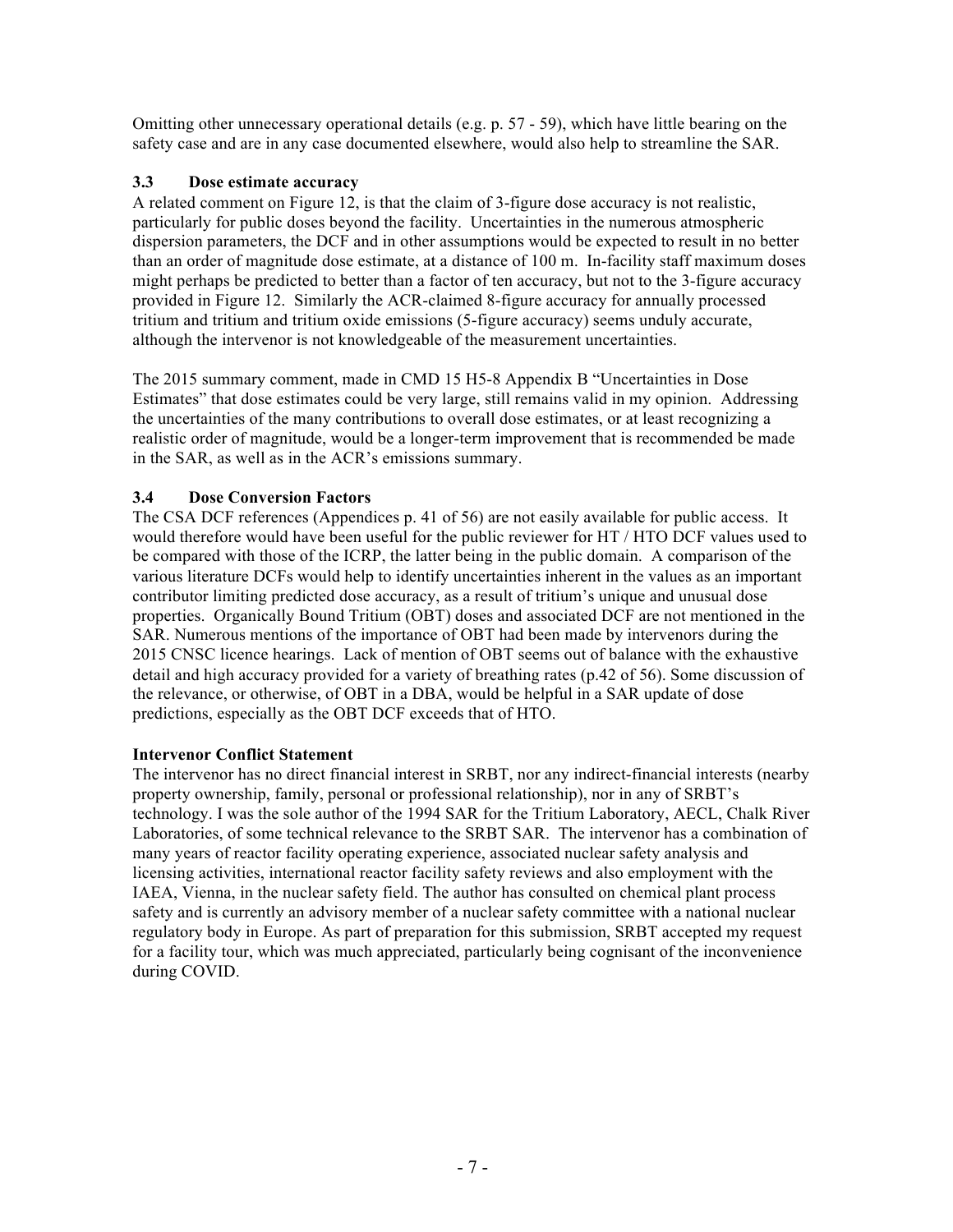Omitting other unnecessary operational details (e.g. p. 57 - 59), which have little bearing on the safety case and are in any case documented elsewhere, would also help to streamline the SAR.

### 3.3 Dose estimate accuracy

A related comment on Figure 12, is that the claim of 3-figure dose accuracy is not realistic, particularly for public doses beyond the facility. Uncertainties in the numerous atmospheric dispersion parameters, the DCF and in other assumptions would be expected to result in no better than an order of magnitude dose estimate, at a distance of 100 m. In-facility staff maximum doses might perhaps be predicted to better than a factor of ten accuracy, but not to the 3-figure accuracy provided in Figure 12. Similarly the ACR-claimed 8-figure accuracy for annually processed tritium and tritium and tritium oxide emissions (5-figure accuracy) seems unduly accurate, although the intervenor is not knowledgeable of the measurement uncertainties.

The 2015 summary comment, made in CMD 15 H5-8 Appendix B "Uncertainties in Dose Estimates" that dose estimates could be very large, still remains valid in my opinion. Addressing the uncertainties of the many contributions to overall dose estimates, or at least recognizing a realistic order of magnitude, would be a longer-term improvement that is recommended be made in the SAR, as well as in the ACR's emissions summary.

### 3.4 Dose Conversion Factors

The CSA DCF references (Appendices p. 41 of 56) are not easily available for public access. It would therefore would have been useful for the public reviewer for HT / HTO DCF values used to be compared with those of the ICRP, the latter being in the public domain. A comparison of the various literature DCFs would help to identify uncertainties inherent in the values as an important contributor limiting predicted dose accuracy, as a result of tritium's unique and unusual dose properties. Organically Bound Tritium (OBT) doses and associated DCF are not mentioned in the SAR. Numerous mentions of the importance of OBT had been made by intervenors during the 2015 CNSC licence hearings. Lack of mention of OBT seems out of balance with the exhaustive detail and high accuracy provided for a variety of breathing rates (p.42 of 56). Some discussion of the relevance, or otherwise, of OBT in a DBA, would be helpful in a SAR update of dose predictions, especially as the OBT DCF exceeds that of HTO.

### Intervenor Conflict Statement

The intervenor has no direct financial interest in SRBT, nor any indirect-financial interests (nearby property ownership, family, personal or professional relationship), nor in any of SRBT's technology. I was the sole author of the 1994 SAR for the Tritium Laboratory, AECL, Chalk River Laboratories, of some technical relevance to the SRBT SAR. The intervenor has a combination of many years of reactor facility operating experience, associated nuclear safety analysis and licensing activities, international reactor facility safety reviews and also employment with the IAEA, Vienna, in the nuclear safety field. The author has consulted on chemical plant process safety and is currently an advisory member of a nuclear safety committee with a national nuclear regulatory body in Europe. As part of preparation for this submission, SRBT accepted my request for a facility tour, which was much appreciated, particularly being cognisant of the inconvenience during COVID.